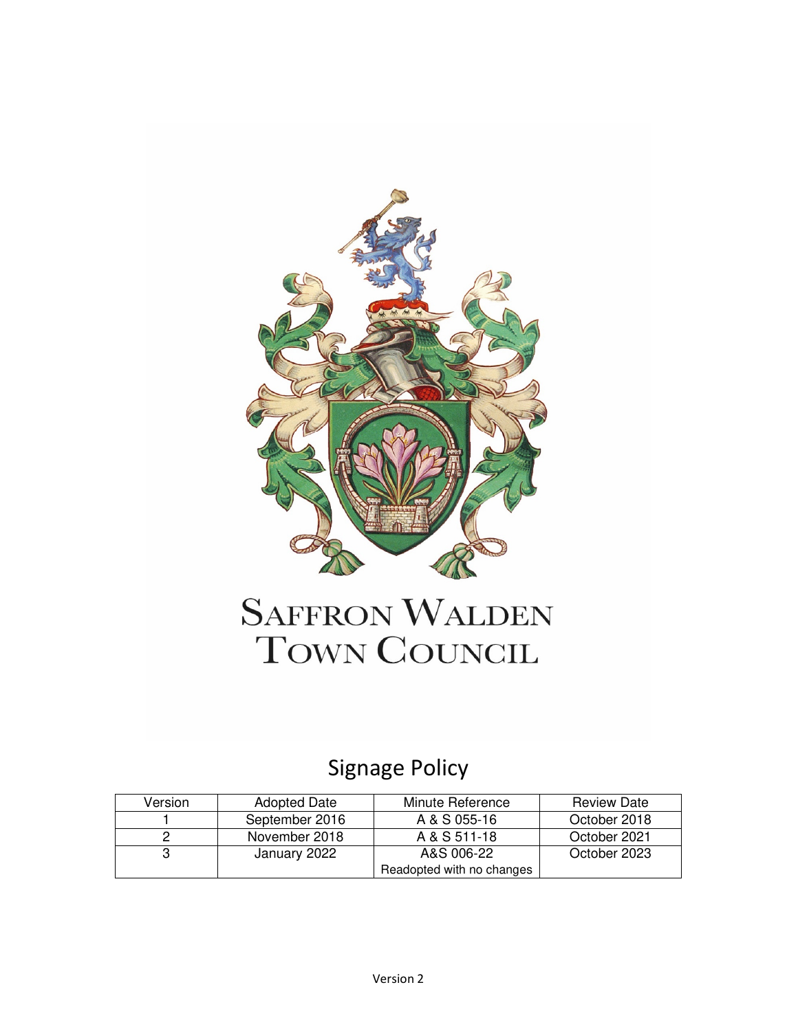# SAFFRON WALDEN TOWN COUNCIL

## Signage Policy

| Version | Adopted Date | Minute Reference | Review Date |
|---|---|---|---|
| 1 | September 2016 | A & S 055-16 | October 2018 |
| 2 | November 2018 | A & S 511-18 | October 2021 |
| 3 | January 2022 | A&S 006-22<br>Readopted with no changes | October 2023 |

Version 2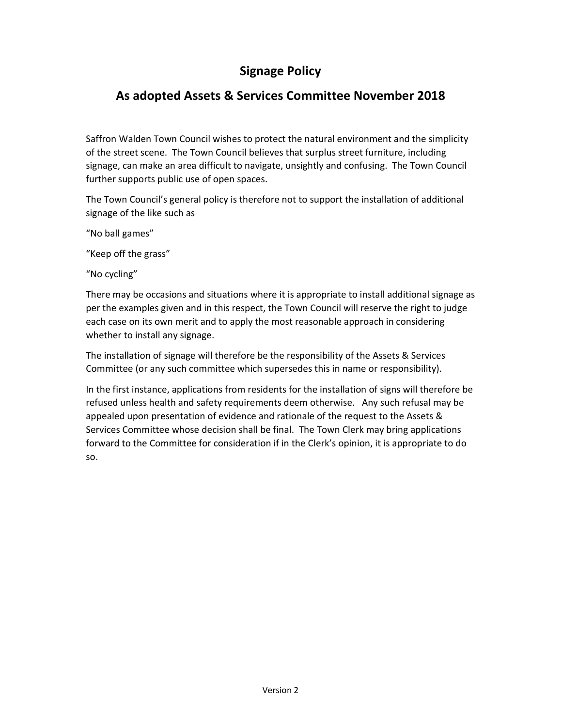# Signage Policy

## As adopted Assets & Services Committee November 2018

Saffron Walden Town Council wishes to protect the natural environment and the simplicity of the street scene. The Town Council believes that surplus street furniture, including signage, can make an area difficult to navigate, unsightly and confusing. The Town Council further supports public use of open spaces.

The Town Council's general policy is therefore not to support the installation of additional signage of the like such as

"No ball games"

"Keep off the grass"

"No cycling"

There may be occasions and situations where it is appropriate to install additional signage as per the examples given and in this respect, the Town Council will reserve the right to judge each case on its own merit and to apply the most reasonable approach in considering whether to install any signage.

The installation of signage will therefore be the responsibility of the Assets & Services Committee (or any such committee which supersedes this in name or responsibility).

In the first instance, applications from residents for the installation of signs will therefore be refused unless health and safety requirements deem otherwise. Any such refusal may be appealed upon presentation of evidence and rationale of the request to the Assets & Services Committee whose decision shall be final. The Town Clerk may bring applications forward to the Committee for consideration if in the Clerk's opinion, it is appropriate to do so.

Version 2